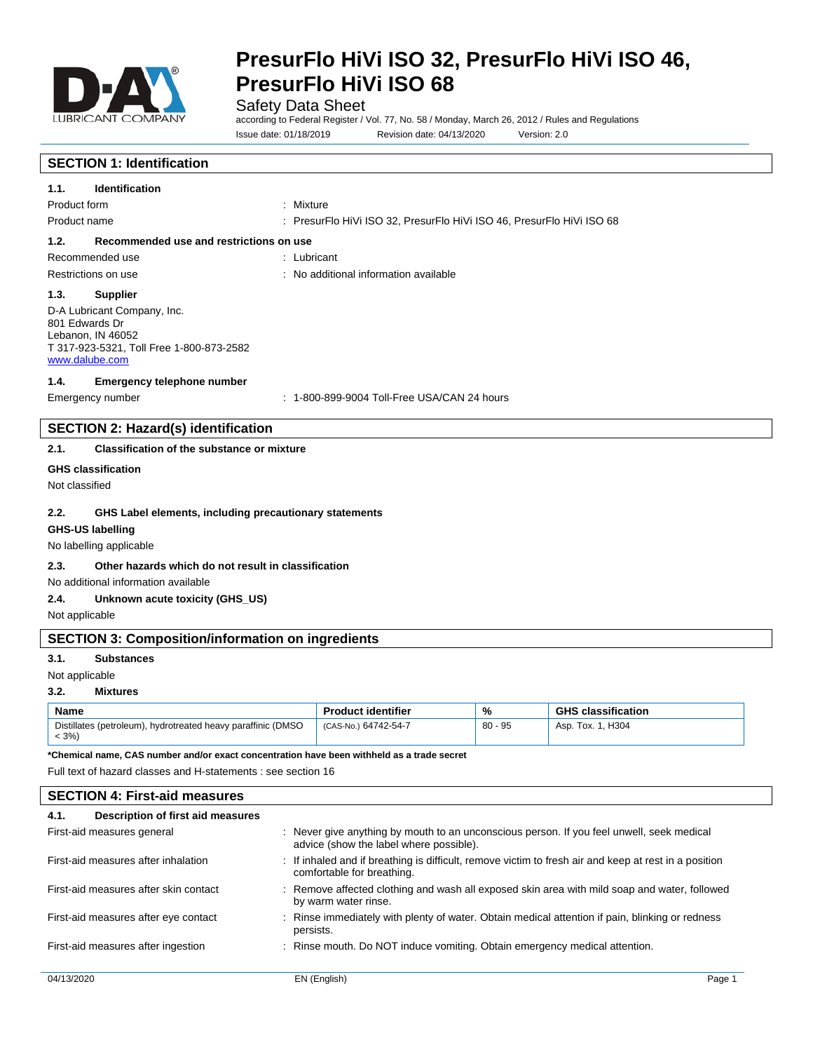# PresurFlo HiVi ISO 32, PresurFlo HiVi ISO 46, PresurFlo HiVi ISO 68

Safety Data Sheet

according to Federal Register / Vol. 77, No. 58 / Monday, March 26, 2012 / Rules and Regulations

Issue date: 01/18/2019 Revision date: 04/13/2020 Version: 2.0

## SECTION 1: Identification

### 1.1. Identification

Product form : Mixture

Product name : PresurFlo HiVi ISO 32, PresurFlo HiVi ISO 46, PresurFlo HiVi ISO 68

### 1.2. Recommended use and restrictions on use

Recommended use : Lubricant

Restrictions on use : No additional information available

### 1.3. Supplier

D-A Lubricant Company, Inc.
801 Edwards Dr
Lebanon, IN 46052
T 317-923-5321, Toll Free 1-800-873-2582
www.dalube.com

### 1.4. Emergency telephone number

Emergency number : 1-800-899-9004 Toll-Free USA/CAN 24 hours

## SECTION 2: Hazard(s) identification

### 2.1. Classification of the substance or mixture

**GHS classification**

Not classified

### 2.2. GHS Label elements, including precautionary statements

**GHS-US labelling**

No labelling applicable

### 2.3. Other hazards which do not result in classification

No additional information available

### 2.4. Unknown acute toxicity (GHS_US)

Not applicable

## SECTION 3: Composition/information on ingredients

### 3.1. Substances

Not applicable

### 3.2. Mixtures

| Name | Product identifier | % | GHS classification |
|---|---|---|---|
| Distillates (petroleum), hydrotreated heavy paraffinic (DMSO < 3%) | (CAS-No.) 64742-54-7 | 80 - 95 | Asp. Tox. 1, H304 |

**\*Chemical name, CAS number and/or exact concentration have been withheld as a trade secret**

Full text of hazard classes and H-statements : see section 16

## SECTION 4: First-aid measures

### 4.1. Description of first aid measures

First-aid measures general : Never give anything by mouth to an unconscious person. If you feel unwell, seek medical advice (show the label where possible).

First-aid measures after inhalation : If inhaled and if breathing is difficult, remove victim to fresh air and keep at rest in a position comfortable for breathing.

First-aid measures after skin contact : Remove affected clothing and wash all exposed skin area with mild soap and water, followed by warm water rinse.

First-aid measures after eye contact : Rinse immediately with plenty of water. Obtain medical attention if pain, blinking or redness persists.

First-aid measures after ingestion : Rinse mouth. Do NOT induce vomiting. Obtain emergency medical attention.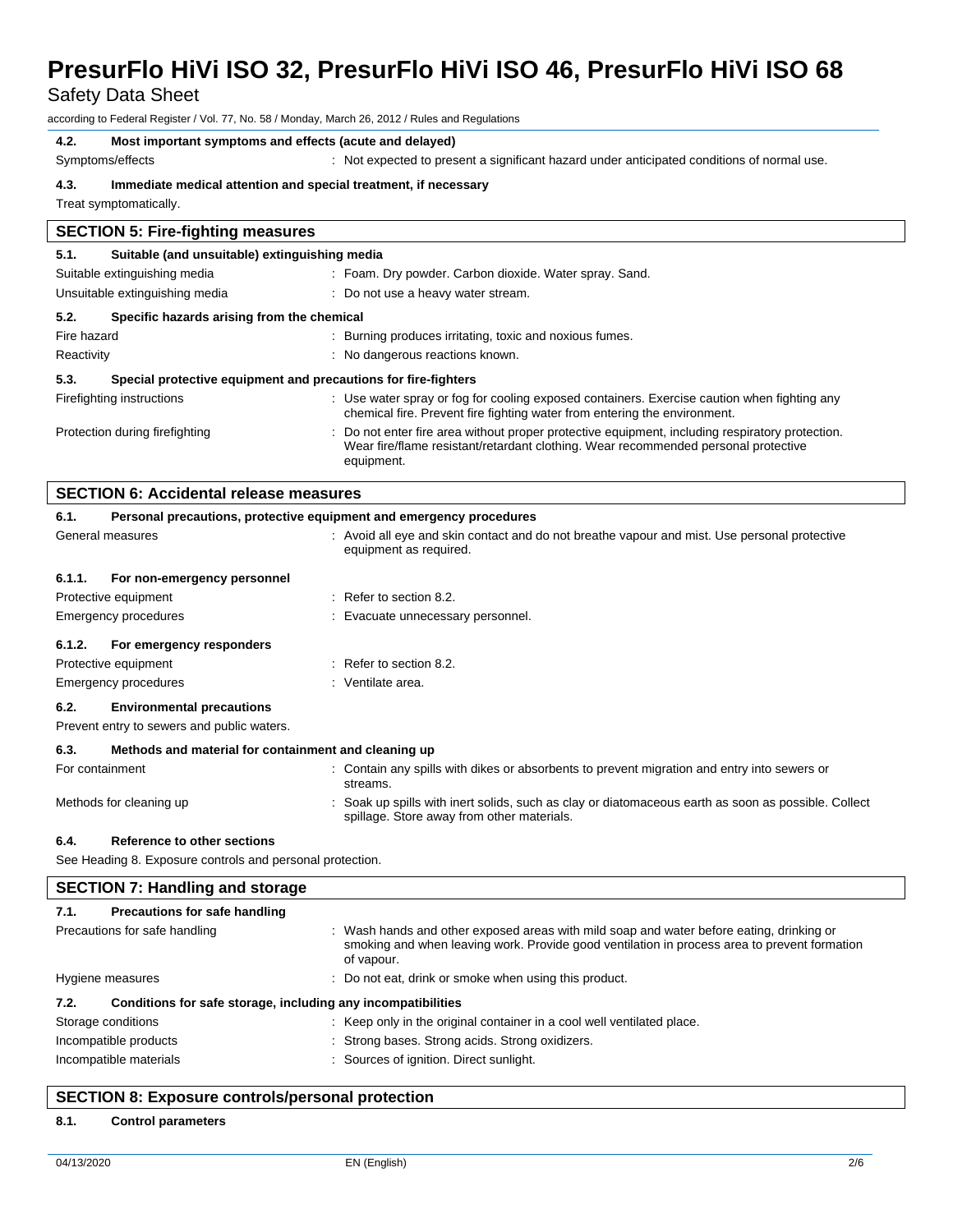#### 4.2. Most important symptoms and effects (acute and delayed)

Symptoms/effects : Not expected to present a significant hazard under anticipated conditions of normal use.

#### 4.3. Immediate medical attention and special treatment, if necessary

Treat symptomatically.

## SECTION 5: Fire-fighting measures

#### 5.1. Suitable (and unsuitable) extinguishing media

Suitable extinguishing media : Foam. Dry powder. Carbon dioxide. Water spray. Sand.

Unsuitable extinguishing media : Do not use a heavy water stream.

#### 5.2. Specific hazards arising from the chemical

Fire hazard : Burning produces irritating, toxic and noxious fumes.

Reactivity : No dangerous reactions known.

#### 5.3. Special protective equipment and precautions for fire-fighters

Firefighting instructions : Use water spray or fog for cooling exposed containers. Exercise caution when fighting any chemical fire. Prevent fire fighting water from entering the environment.

Protection during firefighting : Do not enter fire area without proper protective equipment, including respiratory protection. Wear fire/flame resistant/retardant clothing. Wear recommended personal protective equipment.

## SECTION 6: Accidental release measures

#### 6.1. Personal precautions, protective equipment and emergency procedures

General measures : Avoid all eye and skin contact and do not breathe vapour and mist. Use personal protective equipment as required.

#### 6.1.1. For non-emergency personnel

Protective equipment : Refer to section 8.2.

Emergency procedures : Evacuate unnecessary personnel.

#### 6.1.2. For emergency responders

Protective equipment : Refer to section 8.2.

Emergency procedures : Ventilate area.

#### 6.2. Environmental precautions

Prevent entry to sewers and public waters.

#### 6.3. Methods and material for containment and cleaning up

For containment : Contain any spills with dikes or absorbents to prevent migration and entry into sewers or streams.

Methods for cleaning up : Soak up spills with inert solids, such as clay or diatomaceous earth as soon as possible. Collect spillage. Store away from other materials.

#### 6.4. Reference to other sections

See Heading 8. Exposure controls and personal protection.

## SECTION 7: Handling and storage

#### 7.1. Precautions for safe handling

Precautions for safe handling : Wash hands and other exposed areas with mild soap and water before eating, drinking or smoking and when leaving work. Provide good ventilation in process area to prevent formation of vapour.

Hygiene measures : Do not eat, drink or smoke when using this product.

#### 7.2. Conditions for safe storage, including any incompatibilities

Storage conditions : Keep only in the original container in a cool well ventilated place.

Incompatible products : Strong bases. Strong acids. Strong oxidizers.

Incompatible materials : Sources of ignition. Direct sunlight.

## SECTION 8: Exposure controls/personal protection

#### 8.1. Control parameters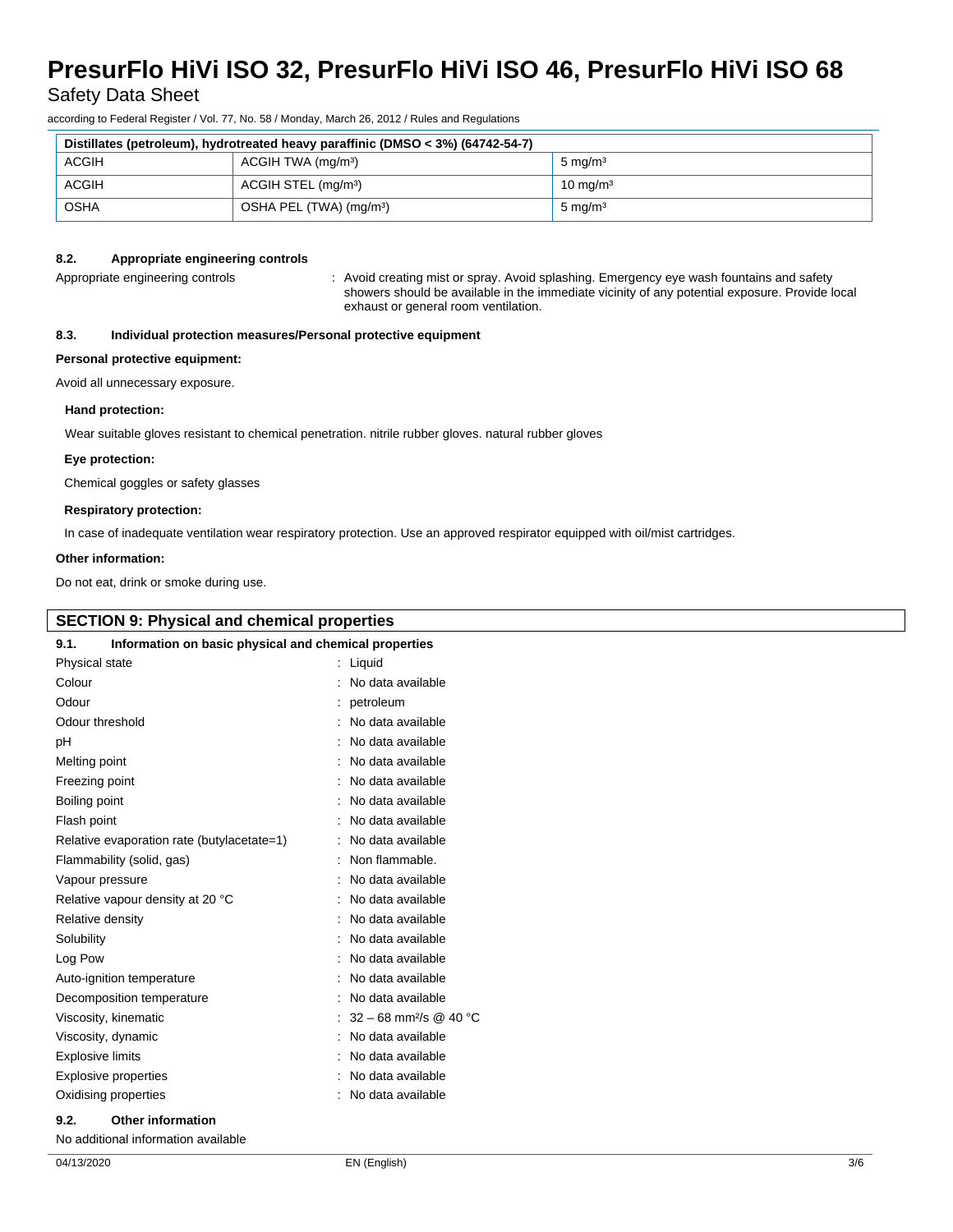| Distillates (petroleum), hydrotreated heavy paraffinic (DMSO < 3%) (64742-54-7) | | |
|---|---|---|
| ACGIH | ACGIH TWA (mg/m³) | 5 mg/m³ |
| ACGIH | ACGIH STEL (mg/m³) | 10 mg/m³ |
| OSHA | OSHA PEL (TWA) (mg/m³) | 5 mg/m³ |

#### 8.2. Appropriate engineering controls

Appropriate engineering controls : Avoid creating mist or spray. Avoid splashing. Emergency eye wash fountains and safety showers should be available in the immediate vicinity of any potential exposure. Provide local exhaust or general room ventilation.

#### 8.3. Individual protection measures/Personal protective equipment

**Personal protective equipment:**

Avoid all unnecessary exposure.

**Hand protection:**

Wear suitable gloves resistant to chemical penetration. nitrile rubber gloves. natural rubber gloves

**Eye protection:**

Chemical goggles or safety glasses

**Respiratory protection:**

In case of inadequate ventilation wear respiratory protection. Use an approved respirator equipped with oil/mist cartridges.

**Other information:**

Do not eat, drink or smoke during use.

## SECTION 9: Physical and chemical properties

#### 9.1. Information on basic physical and chemical properties

| | |
|---|---|
| Physical state | : Liquid |
| Colour | : No data available |
| Odour | : petroleum |
| Odour threshold | : No data available |
| pH | : No data available |
| Melting point | : No data available |
| Freezing point | : No data available |
| Boiling point | : No data available |
| Flash point | : No data available |
| Relative evaporation rate (butylacetate=1) | : No data available |
| Flammability (solid, gas) | : Non flammable. |
| Vapour pressure | : No data available |
| Relative vapour density at 20 °C | : No data available |
| Relative density | : No data available |
| Solubility | : No data available |
| Log Pow | : No data available |
| Auto-ignition temperature | : No data available |
| Decomposition temperature | : No data available |
| Viscosity, kinematic | : 32 – 68 mm²/s @ 40 °C |
| Viscosity, dynamic | : No data available |
| Explosive limits | : No data available |
| Explosive properties | : No data available |
| Oxidising properties | : No data available |

#### 9.2. Other information

No additional information available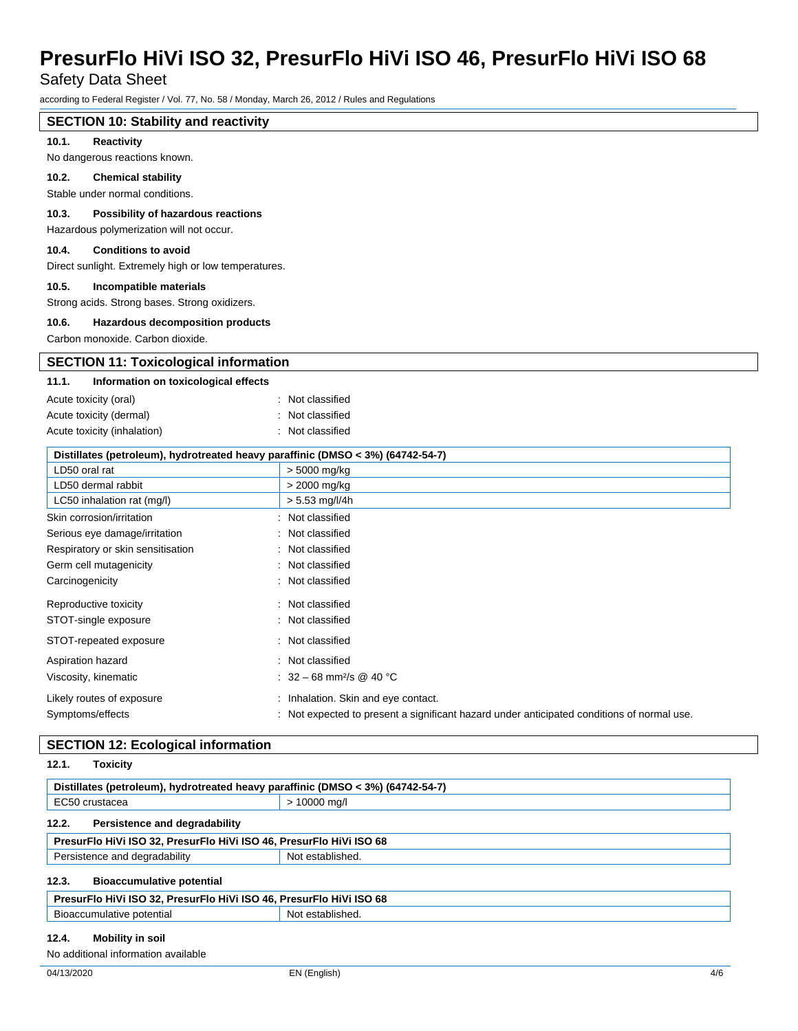## SECTION 10: Stability and reactivity

**10.1. Reactivity**

No dangerous reactions known.

**10.2. Chemical stability**

Stable under normal conditions.

**10.3. Possibility of hazardous reactions**

Hazardous polymerization will not occur.

**10.4. Conditions to avoid**

Direct sunlight. Extremely high or low temperatures.

**10.5. Incompatible materials**

Strong acids. Strong bases. Strong oxidizers.

**10.6. Hazardous decomposition products**

Carbon monoxide. Carbon dioxide.

## SECTION 11: Toxicological information

**11.1. Information on toxicological effects**

Acute toxicity (oral) : Not classified

Acute toxicity (dermal) : Not classified

Acute toxicity (inhalation) : Not classified

| Distillates (petroleum), hydrotreated heavy paraffinic (DMSO < 3%) (64742-54-7) | |
|---|---|
| LD50 oral rat | > 5000 mg/kg |
| LD50 dermal rabbit | > 2000 mg/kg |
| LC50 inhalation rat (mg/l) | > 5.53 mg/l/4h |

Skin corrosion/irritation : Not classified

Serious eye damage/irritation : Not classified

Respiratory or skin sensitisation : Not classified

Germ cell mutagenicity : Not classified

Carcinogenicity : Not classified

Reproductive toxicity : Not classified

STOT-single exposure : Not classified

STOT-repeated exposure : Not classified

Aspiration hazard : Not classified

Viscosity, kinematic : 32 – 68 mm²/s @ 40 °C

Likely routes of exposure : Inhalation. Skin and eye contact.

Symptoms/effects : Not expected to present a significant hazard under anticipated conditions of normal use.

## SECTION 12: Ecological information

**12.1. Toxicity**

| Distillates (petroleum), hydrotreated heavy paraffinic (DMSO < 3%) (64742-54-7) | |
|---|---|
| EC50 crustacea | > 10000 mg/l |

**12.2. Persistence and degradability**

| PresurFlo HiVi ISO 32, PresurFlo HiVi ISO 46, PresurFlo HiVi ISO 68 | |
|---|---|
| Persistence and degradability | Not established. |

**12.3. Bioaccumulative potential**

| PresurFlo HiVi ISO 32, PresurFlo HiVi ISO 46, PresurFlo HiVi ISO 68 | |
|---|---|
| Bioaccumulative potential | Not established. |

**12.4. Mobility in soil**

No additional information available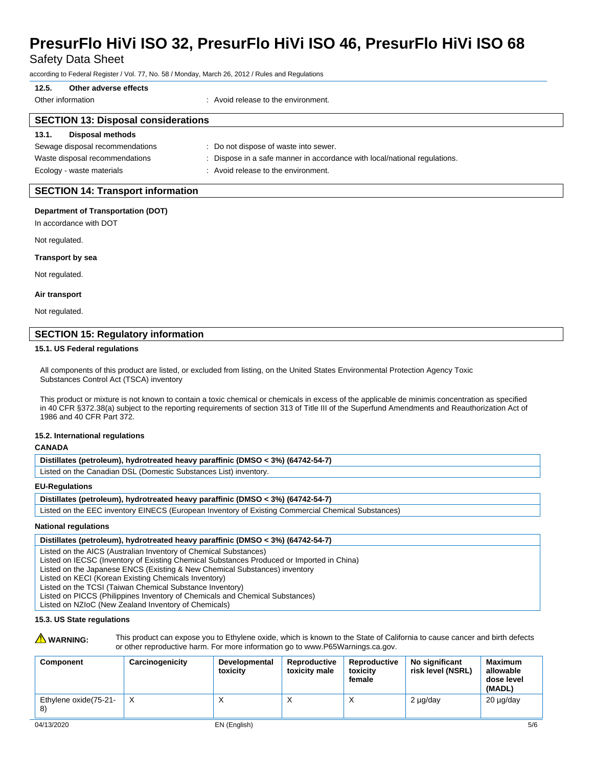#### 12.5. Other adverse effects

Other information : Avoid release to the environment.

## SECTION 13: Disposal considerations

#### 13.1. Disposal methods

Sewage disposal recommendations : Do not dispose of waste into sewer.

Waste disposal recommendations : Dispose in a safe manner in accordance with local/national regulations.

Ecology - waste materials : Avoid release to the environment.

## SECTION 14: Transport information

**Department of Transportation (DOT)**

In accordance with DOT

Not regulated.

**Transport by sea**

Not regulated.

**Air transport**

Not regulated.

## SECTION 15: Regulatory information

#### 15.1. US Federal regulations

All components of this product are listed, or excluded from listing, on the United States Environmental Protection Agency Toxic Substances Control Act (TSCA) inventory

This product or mixture is not known to contain a toxic chemical or chemicals in excess of the applicable de minimis concentration as specified in 40 CFR §372.38(a) subject to the reporting requirements of section 313 of Title III of the Superfund Amendments and Reauthorization Act of 1986 and 40 CFR Part 372.

#### 15.2. International regulations

**CANADA**

| Distillates (petroleum), hydrotreated heavy paraffinic (DMSO < 3%) (64742-54-7) |
|---|
| Listed on the Canadian DSL (Domestic Substances List) inventory. |

**EU-Regulations**

| Distillates (petroleum), hydrotreated heavy paraffinic (DMSO < 3%) (64742-54-7) |
|---|
| Listed on the EEC inventory EINECS (European Inventory of Existing Commercial Chemical Substances) |

**National regulations**

| Distillates (petroleum), hydrotreated heavy paraffinic (DMSO < 3%) (64742-54-7) |
|---|
| Listed on the AICS (Australian Inventory of Chemical Substances)<br>Listed on IECSC (Inventory of Existing Chemical Substances Produced or Imported in China)<br>Listed on the Japanese ENCS (Existing & New Chemical Substances) inventory<br>Listed on KECI (Korean Existing Chemicals Inventory)<br>Listed on the TCSI (Taiwan Chemical Substance Inventory)<br>Listed on PICCS (Philippines Inventory of Chemicals and Chemical Substances)<br>Listed on NZIoC (New Zealand Inventory of Chemicals) |

#### 15.3. US State regulations

⚠ **WARNING:** This product can expose you to Ethylene oxide, which is known to the State of California to cause cancer and birth defects or other reproductive harm. For more information go to www.P65Warnings.ca.gov.

| Component | Carcinogenicity | Developmental toxicity | Reproductive toxicity male | Reproductive toxicity female | No significant risk level (NSRL) | Maximum allowable dose level (MADL) |
|---|---|---|---|---|---|---|
| Ethylene oxide(75-21-8) | X | X | X | X | 2 µg/day | 20 µg/day |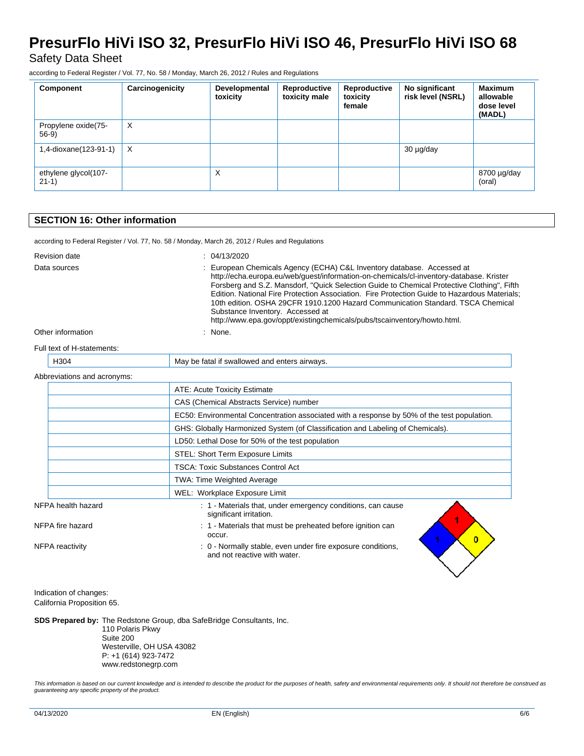| Component | Carcinogenicity | Developmental toxicity | Reproductive toxicity male | Reproductive toxicity female | No significant risk level (NSRL) | Maximum allowable dose level (MADL) |
|---|---|---|---|---|---|---|
| Propylene oxide(75-56-9) | X | | | | | |
| 1,4-dioxane(123-91-1) | X | | | | 30 µg/day | |
| ethylene glycol(107-21-1) | | X | | | | 8700 µg/day (oral) |

## SECTION 16: Other information

according to Federal Register / Vol. 77, No. 58 / Monday, March 26, 2012 / Rules and Regulations

Revision date : 04/13/2020

Data sources : European Chemicals Agency (ECHA) C&L Inventory database. Accessed at http://echa.europa.eu/web/guest/information-on-chemicals/cl-inventory-database. Krister Forsberg and S.Z. Mansdorf, "Quick Selection Guide to Chemical Protective Clothing", Fifth Edition. National Fire Protection Association. Fire Protection Guide to Hazardous Materials; 10th edition. OSHA 29CFR 1910.1200 Hazard Communication Standard. TSCA Chemical Substance Inventory. Accessed at http://www.epa.gov/oppt/existingchemicals/pubs/tscainventory/howto.html.

Other information : None.

Full text of H-statements:

| | |
|---|---|
| H304 | May be fatal if swallowed and enters airways. |

Abbreviations and acronyms:

| | |
|---|---|
| | ATE: Acute Toxicity Estimate |
| | CAS (Chemical Abstracts Service) number |
| | EC50: Environmental Concentration associated with a response by 50% of the test population. |
| | GHS: Globally Harmonized System (of Classification and Labeling of Chemicals). |
| | LD50: Lethal Dose for 50% of the test population |
| | STEL: Short Term Exposure Limits |
| | TSCA: Toxic Substances Control Act |
| | TWA: Time Weighted Average |
| | WEL: Workplace Exposure Limit |

NFPA health hazard : 1 - Materials that, under emergency conditions, can cause significant irritation.

NFPA fire hazard : 1 - Materials that must be preheated before ignition can occur.

NFPA reactivity : 0 - Normally stable, even under fire exposure conditions, and not reactive with water.

1

1

0

Indication of changes:
California Proposition 65.

**SDS Prepared by:** The Redstone Group, dba SafeBridge Consultants, Inc.
110 Polaris Pkwy
Suite 200
Westerville, OH USA 43082
P: +1 (614) 923-7472
www.redstonegrp.com

*This information is based on our current knowledge and is intended to describe the product for the purposes of health, safety and environmental requirements only. It should not therefore be construed as guaranteeing any specific property of the product.*